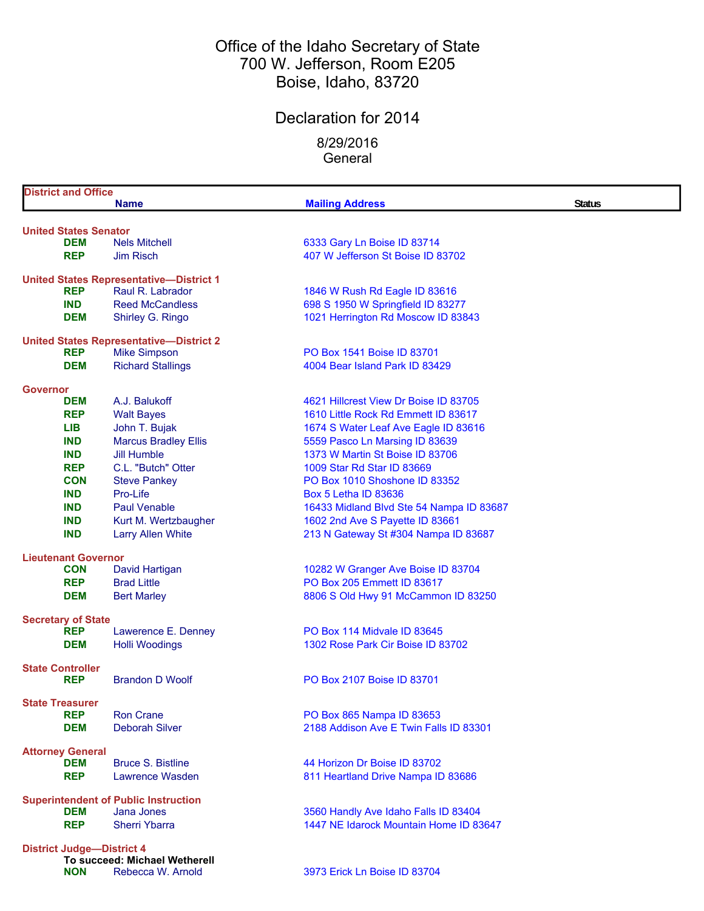# Office of the Idaho Secretary of State
## 700 W. Jefferson, Room E205
## Boise, Idaho, 83720

## Declaration for 2014

8/29/2016
General

| District and Office | Name | Mailing Address | Status |
|---|---|---|---|
| **United States Senator** | | | |
| DEM | Nels Mitchell | 6333 Gary Ln Boise ID 83714 | |
| REP | Jim Risch | 407 W Jefferson St Boise ID 83702 | |
| **United States Representative—District 1** | | | |
| REP | Raul R. Labrador | 1846 W Rush Rd Eagle ID 83616 | |
| IND | Reed McCandless | 698 S 1950 W Springfield ID 83277 | |
| DEM | Shirley G. Ringo | 1021 Herrington Rd Moscow ID 83843 | |
| **United States Representative—District 2** | | | |
| REP | Mike Simpson | PO Box 1541 Boise ID 83701 | |
| DEM | Richard Stallings | 4004 Bear Island Park ID 83429 | |
| **Governor** | | | |
| DEM | A.J. Balukoff | 4621 Hillcrest View Dr Boise ID 83705 | |
| REP | Walt Bayes | 1610 Little Rock Rd Emmett ID 83617 | |
| LIB | John T. Bujak | 1674 S Water Leaf Ave Eagle ID 83616 | |
| IND | Marcus Bradley Ellis | 5559 Pasco Ln Marsing ID 83639 | |
| IND | Jill Humble | 1373 W Martin St Boise ID 83706 | |
| REP | C.L. "Butch" Otter | 1009 Star Rd Star ID 83669 | |
| CON | Steve Pankey | PO Box 1010 Shoshone ID 83352 | |
| IND | Pro-Life | Box 5 Letha ID 83636 | |
| IND | Paul Venable | 16433 Midland Blvd Ste 54 Nampa ID 83687 | |
| IND | Kurt M. Wertzbaugher | 1602 2nd Ave S Payette ID 83661 | |
| IND | Larry Allen White | 213 N Gateway St #304 Nampa ID 83687 | |
| **Lieutenant Governor** | | | |
| CON | David Hartigan | 10282 W Granger Ave Boise ID 83704 | |
| REP | Brad Little | PO Box 205 Emmett ID 83617 | |
| DEM | Bert Marley | 8806 S Old Hwy 91 McCammon ID 83250 | |
| **Secretary of State** | | | |
| REP | Lawerence E. Denney | PO Box 114 Midvale ID 83645 | |
| DEM | Holli Woodings | 1302 Rose Park Cir Boise ID 83702 | |
| **State Controller** | | | |
| REP | Brandon D Woolf | PO Box 2107 Boise ID 83701 | |
| **State Treasurer** | | | |
| REP | Ron Crane | PO Box 865 Nampa ID 83653 | |
| DEM | Deborah Silver | 2188 Addison Ave E Twin Falls ID 83301 | |
| **Attorney General** | | | |
| DEM | Bruce S. Bistline | 44 Horizon Dr Boise ID 83702 | |
| REP | Lawrence Wasden | 811 Heartland Drive Nampa ID 83686 | |
| **Superintendent of Public Instruction** | | | |
| DEM | Jana Jones | 3560 Handly Ave Idaho Falls ID 83404 | |
| REP | Sherri Ybarra | 1447 NE Idarock Mountain Home ID 83647 | |
| **District Judge—District 4** | | | |
| **To succeed: Michael Wetherell** | | | |
| NON | Rebecca W. Arnold | 3973 Erick Ln Boise ID 83704 | |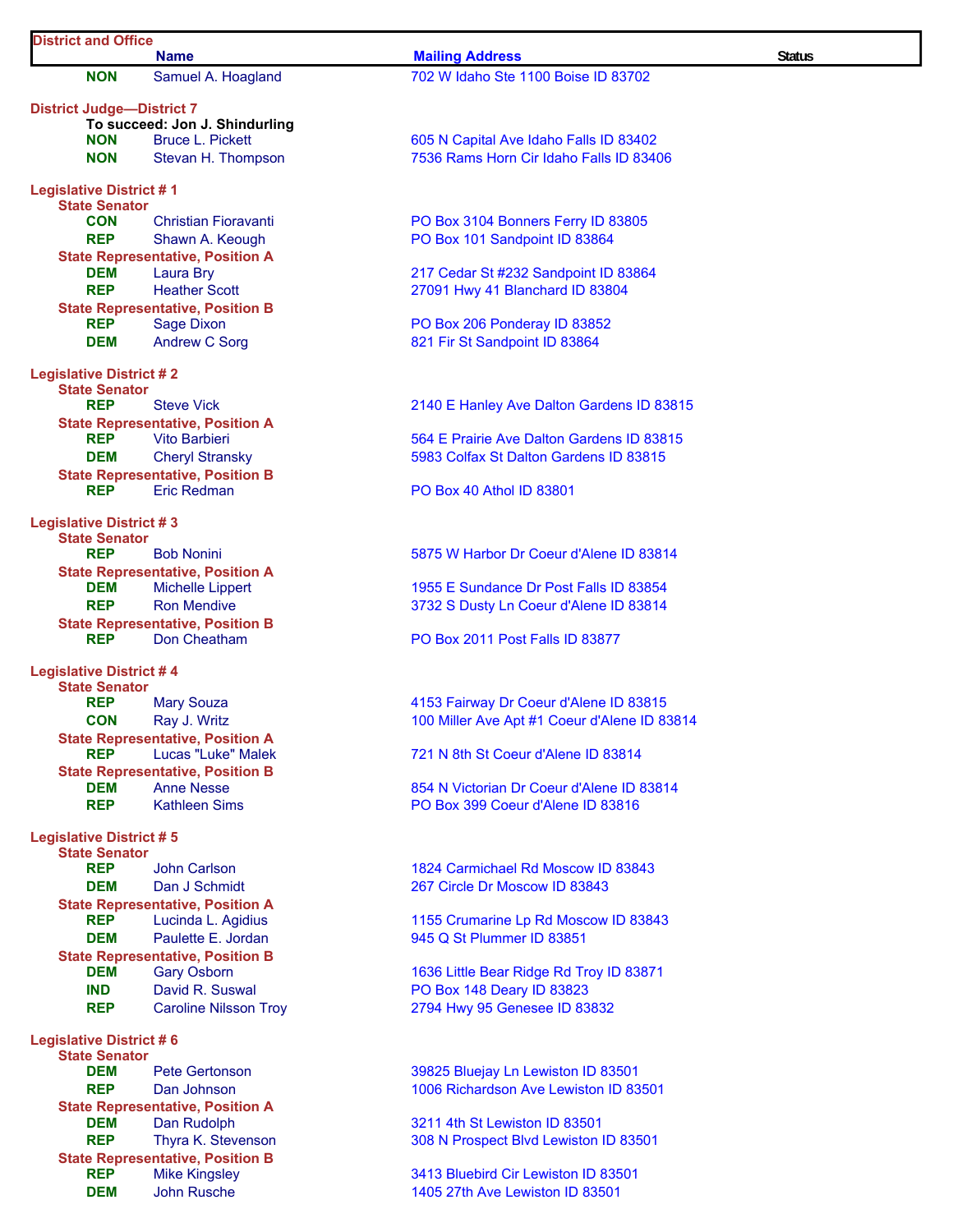| District and Office | Name | Mailing Address | Status |
|---|---|---|---|
| NON | Samuel A. Hoagland | 702 W Idaho Ste 1100 Boise ID 83702 | |
| **District Judge—District 7** | | | |
| **To succeed: Jon J. Shindurling** | | | |
| NON | Bruce L. Pickett | 605 N Capital Ave Idaho Falls ID 83402 | |
| NON | Stevan H. Thompson | 7536 Rams Horn Cir Idaho Falls ID 83406 | |
| **Legislative District # 1** | | | |
| **State Senator** | | | |
| CON | Christian Fioravanti | PO Box 3104 Bonners Ferry ID 83805 | |
| REP | Shawn A. Keough | PO Box 101 Sandpoint ID 83864 | |
| **State Representative, Position A** | | | |
| DEM | Laura Bry | 217 Cedar St #232 Sandpoint ID 83864 | |
| REP | Heather Scott | 27091 Hwy 41 Blanchard ID 83804 | |
| **State Representative, Position B** | | | |
| REP | Sage Dixon | PO Box 206 Ponderay ID 83852 | |
| DEM | Andrew C Sorg | 821 Fir St Sandpoint ID 83864 | |
| **Legislative District # 2** | | | |
| **State Senator** | | | |
| REP | Steve Vick | 2140 E Hanley Ave Dalton Gardens ID 83815 | |
| **State Representative, Position A** | | | |
| REP | Vito Barbieri | 564 E Prairie Ave Dalton Gardens ID 83815 | |
| DEM | Cheryl Stransky | 5983 Colfax St Dalton Gardens ID 83815 | |
| **State Representative, Position B** | | | |
| REP | Eric Redman | PO Box 40 Athol ID 83801 | |
| **Legislative District # 3** | | | |
| **State Senator** | | | |
| REP | Bob Nonini | 5875 W Harbor Dr Coeur d'Alene ID 83814 | |
| **State Representative, Position A** | | | |
| DEM | Michelle Lippert | 1955 E Sundance Dr Post Falls ID 83854 | |
| REP | Ron Mendive | 3732 S Dusty Ln Coeur d'Alene ID 83814 | |
| **State Representative, Position B** | | | |
| REP | Don Cheatham | PO Box 2011 Post Falls ID 83877 | |
| **Legislative District # 4** | | | |
| **State Senator** | | | |
| REP | Mary Souza | 4153 Fairway Dr Coeur d'Alene ID 83815 | |
| CON | Ray J. Writz | 100 Miller Ave Apt #1 Coeur d'Alene ID 83814 | |
| **State Representative, Position A** | | | |
| REP | Lucas "Luke" Malek | 721 N 8th St Coeur d'Alene ID 83814 | |
| **State Representative, Position B** | | | |
| DEM | Anne Nesse | 854 N Victorian Dr Coeur d'Alene ID 83814 | |
| REP | Kathleen Sims | PO Box 399 Coeur d'Alene ID 83816 | |
| **Legislative District # 5** | | | |
| **State Senator** | | | |
| REP | John Carlson | 1824 Carmichael Rd Moscow ID 83843 | |
| DEM | Dan J Schmidt | 267 Circle Dr Moscow ID 83843 | |
| **State Representative, Position A** | | | |
| REP | Lucinda L. Agidius | 1155 Crumarine Lp Rd Moscow ID 83843 | |
| DEM | Paulette E. Jordan | 945 Q St Plummer ID 83851 | |
| **State Representative, Position B** | | | |
| DEM | Gary Osborn | 1636 Little Bear Ridge Rd Troy ID 83871 | |
| IND | David R. Suswal | PO Box 148 Deary ID 83823 | |
| REP | Caroline Nilsson Troy | 2794 Hwy 95 Genesee ID 83832 | |
| **Legislative District # 6** | | | |
| **State Senator** | | | |
| DEM | Pete Gertonson | 39825 Bluejay Ln Lewiston ID 83501 | |
| REP | Dan Johnson | 1006 Richardson Ave Lewiston ID 83501 | |
| **State Representative, Position A** | | | |
| DEM | Dan Rudolph | 3211 4th St Lewiston ID 83501 | |
| REP | Thyra K. Stevenson | 308 N Prospect Blvd Lewiston ID 83501 | |
| **State Representative, Position B** | | | |
| REP | Mike Kingsley | 3413 Bluebird Cir Lewiston ID 83501 | |
| DEM | John Rusche | 1405 27th Ave Lewiston ID 83501 | |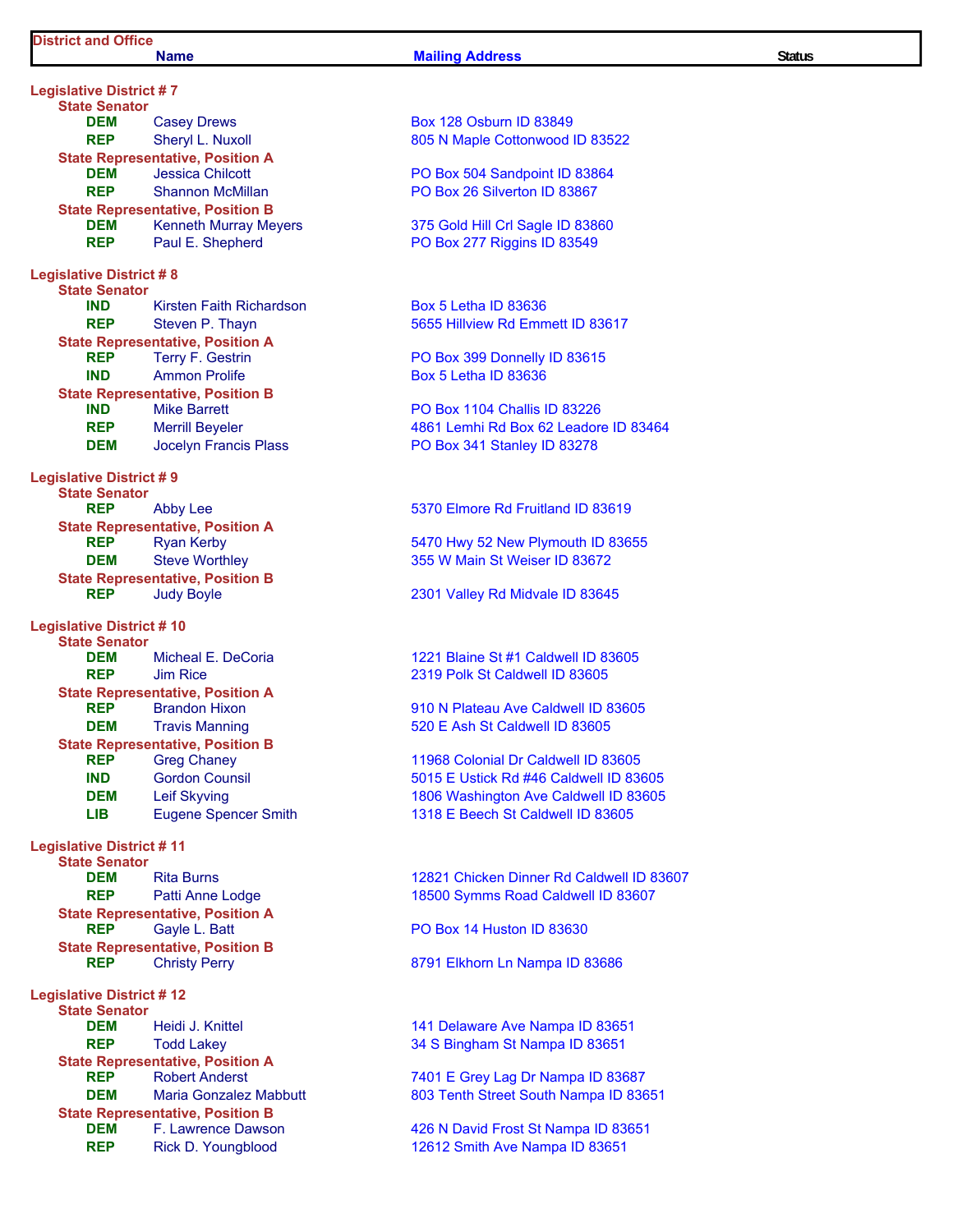| District and Office | Name | Mailing Address | Status |
|---|---|---|---|
| **Legislative District # 7** | | | |
| **State Senator** | | | |
| DEM | Casey Drews | Box 128 Osburn ID 83849 | |
| REP | Sheryl L. Nuxoll | 805 N Maple Cottonwood ID 83522 | |
| **State Representative, Position A** | | | |
| DEM | Jessica Chilcott | PO Box 504 Sandpoint ID 83864 | |
| REP | Shannon McMillan | PO Box 26 Silverton ID 83867 | |
| **State Representative, Position B** | | | |
| DEM | Kenneth Murray Meyers | 375 Gold Hill Crl Sagle ID 83860 | |
| REP | Paul E. Shepherd | PO Box 277 Riggins ID 83549 | |
| **Legislative District # 8** | | | |
| **State Senator** | | | |
| IND | Kirsten Faith Richardson | Box 5 Letha ID 83636 | |
| REP | Steven P. Thayn | 5655 Hillview Rd Emmett ID 83617 | |
| **State Representative, Position A** | | | |
| REP | Terry F. Gestrin | PO Box 399 Donnelly ID 83615 | |
| IND | Ammon Prolife | Box 5 Letha ID 83636 | |
| **State Representative, Position B** | | | |
| IND | Mike Barrett | PO Box 1104 Challis ID 83226 | |
| REP | Merrill Beyeler | 4861 Lemhi Rd Box 62 Leadore ID 83464 | |
| DEM | Jocelyn Francis Plass | PO Box 341 Stanley ID 83278 | |
| **Legislative District # 9** | | | |
| **State Senator** | | | |
| REP | Abby Lee | 5370 Elmore Rd Fruitland ID 83619 | |
| **State Representative, Position A** | | | |
| REP | Ryan Kerby | 5470 Hwy 52 New Plymouth ID 83655 | |
| DEM | Steve Worthley | 355 W Main St Weiser ID 83672 | |
| **State Representative, Position B** | | | |
| REP | Judy Boyle | 2301 Valley Rd Midvale ID 83645 | |
| **Legislative District # 10** | | | |
| **State Senator** | | | |
| DEM | Micheal E. DeCoria | 1221 Blaine St #1 Caldwell ID 83605 | |
| REP | Jim Rice | 2319 Polk St Caldwell ID 83605 | |
| **State Representative, Position A** | | | |
| REP | Brandon Hixon | 910 N Plateau Ave Caldwell ID 83605 | |
| DEM | Travis Manning | 520 E Ash St Caldwell ID 83605 | |
| **State Representative, Position B** | | | |
| REP | Greg Chaney | 11968 Colonial Dr Caldwell ID 83605 | |
| IND | Gordon Counsil | 5015 E Ustick Rd #46 Caldwell ID 83605 | |
| DEM | Leif Skyving | 1806 Washington Ave Caldwell ID 83605 | |
| LIB | Eugene Spencer Smith | 1318 E Beech St Caldwell ID 83605 | |
| **Legislative District # 11** | | | |
| **State Senator** | | | |
| DEM | Rita Burns | 12821 Chicken Dinner Rd Caldwell ID 83607 | |
| REP | Patti Anne Lodge | 18500 Symms Road Caldwell ID 83607 | |
| **State Representative, Position A** | | | |
| REP | Gayle L. Batt | PO Box 14 Huston ID 83630 | |
| **State Representative, Position B** | | | |
| REP | Christy Perry | 8791 Elkhorn Ln Nampa ID 83686 | |
| **Legislative District # 12** | | | |
| **State Senator** | | | |
| DEM | Heidi J. Knittel | 141 Delaware Ave Nampa ID 83651 | |
| REP | Todd Lakey | 34 S Bingham St Nampa ID 83651 | |
| **State Representative, Position A** | | | |
| REP | Robert Anderst | 7401 E Grey Lag Dr Nampa ID 83687 | |
| DEM | Maria Gonzalez Mabbutt | 803 Tenth Street South Nampa ID 83651 | |
| **State Representative, Position B** | | | |
| DEM | F. Lawrence Dawson | 426 N David Frost St Nampa ID 83651 | |
| REP | Rick D. Youngblood | 12612 Smith Ave Nampa ID 83651 | |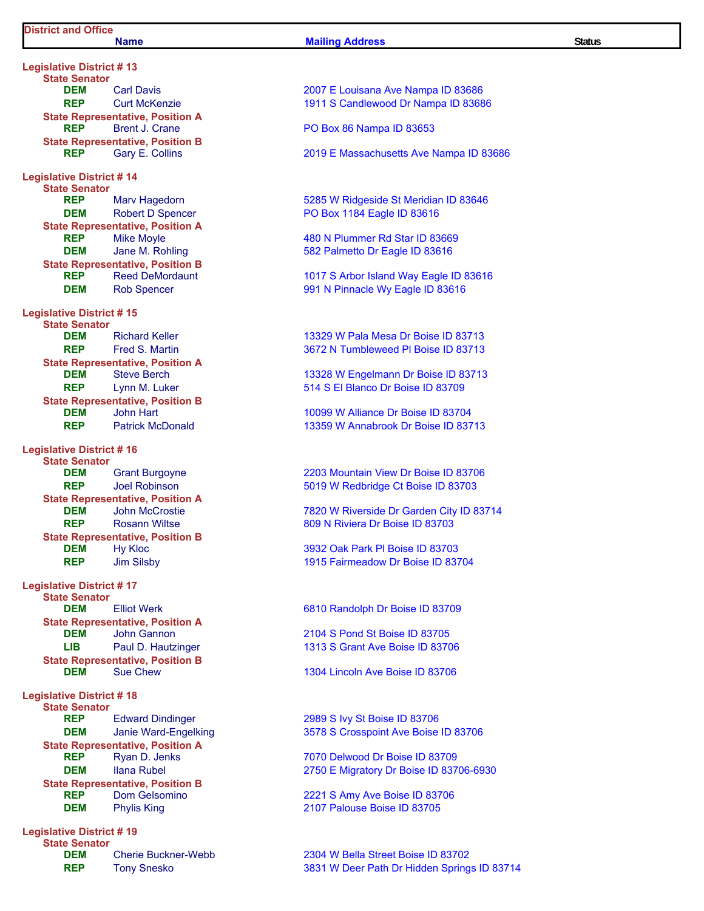| District and Office | Name | Mailing Address | Status |
|---|---|---|---|
| **Legislative District # 13** | | | |
| **State Senator** | | | |
| DEM | Carl Davis | 2007 E Louisana Ave Nampa ID 83686 | |
| REP | Curt McKenzie | 1911 S Candlewood Dr Nampa ID 83686 | |
| **State Representative, Position A** | | | |
| REP | Brent J. Crane | PO Box 86 Nampa ID 83653 | |
| **State Representative, Position B** | | | |
| REP | Gary E. Collins | 2019 E Massachusetts Ave Nampa ID 83686 | |
| **Legislative District # 14** | | | |
| **State Senator** | | | |
| REP | Marv Hagedorn | 5285 W Ridgeside St Meridian ID 83646 | |
| DEM | Robert D Spencer | PO Box 1184 Eagle ID 83616 | |
| **State Representative, Position A** | | | |
| REP | Mike Moyle | 480 N Plummer Rd Star ID 83669 | |
| DEM | Jane M. Rohling | 582 Palmetto Dr Eagle ID 83616 | |
| **State Representative, Position B** | | | |
| REP | Reed DeMordaunt | 1017 S Arbor Island Way Eagle ID 83616 | |
| DEM | Rob Spencer | 991 N Pinnacle Wy Eagle ID 83616 | |
| **Legislative District # 15** | | | |
| **State Senator** | | | |
| DEM | Richard Keller | 13329 W Pala Mesa Dr Boise ID 83713 | |
| REP | Fred S. Martin | 3672 N Tumbleweed Pl Boise ID 83713 | |
| **State Representative, Position A** | | | |
| DEM | Steve Berch | 13328 W Engelmann Dr Boise ID 83713 | |
| REP | Lynn M. Luker | 514 S El Blanco Dr Boise ID 83709 | |
| **State Representative, Position B** | | | |
| DEM | John Hart | 10099 W Alliance Dr Boise ID 83704 | |
| REP | Patrick McDonald | 13359 W Annabrook Dr Boise ID 83713 | |
| **Legislative District # 16** | | | |
| **State Senator** | | | |
| DEM | Grant Burgoyne | 2203 Mountain View Dr Boise ID 83706 | |
| REP | Joel Robinson | 5019 W Redbridge Ct Boise ID 83703 | |
| **State Representative, Position A** | | | |
| DEM | John McCrostie | 7820 W Riverside Dr Garden City ID 83714 | |
| REP | Rosann Wiltse | 809 N Riviera Dr Boise ID 83703 | |
| **State Representative, Position B** | | | |
| DEM | Hy Kloc | 3932 Oak Park Pl Boise ID 83703 | |
| REP | Jim Silsby | 1915 Fairmeadow Dr Boise ID 83704 | |
| **Legislative District # 17** | | | |
| **State Senator** | | | |
| DEM | Elliot Werk | 6810 Randolph Dr Boise ID 83709 | |
| **State Representative, Position A** | | | |
| DEM | John Gannon | 2104 S Pond St Boise ID 83705 | |
| LIB | Paul D. Hautzinger | 1313 S Grant Ave Boise ID 83706 | |
| **State Representative, Position B** | | | |
| DEM | Sue Chew | 1304 Lincoln Ave Boise ID 83706 | |
| **Legislative District # 18** | | | |
| **State Senator** | | | |
| REP | Edward Dindinger | 2989 S Ivy St Boise ID 83706 | |
| DEM | Janie Ward-Engelking | 3578 S Crosspoint Ave Boise ID 83706 | |
| **State Representative, Position A** | | | |
| REP | Ryan D. Jenks | 7070 Delwood Dr Boise ID 83709 | |
| DEM | Ilana Rubel | 2750 E Migratory Dr Boise ID 83706-6930 | |
| **State Representative, Position B** | | | |
| REP | Dom Gelsomino | 2221 S Amy Ave Boise ID 83706 | |
| DEM | Phylis King | 2107 Palouse Boise ID 83705 | |
| **Legislative District # 19** | | | |
| **State Senator** | | | |
| DEM | Cherie Buckner-Webb | 2304 W Bella Street Boise ID 83702 | |
| REP | Tony Snesko | 3831 W Deer Path Dr Hidden Springs ID 83714 | |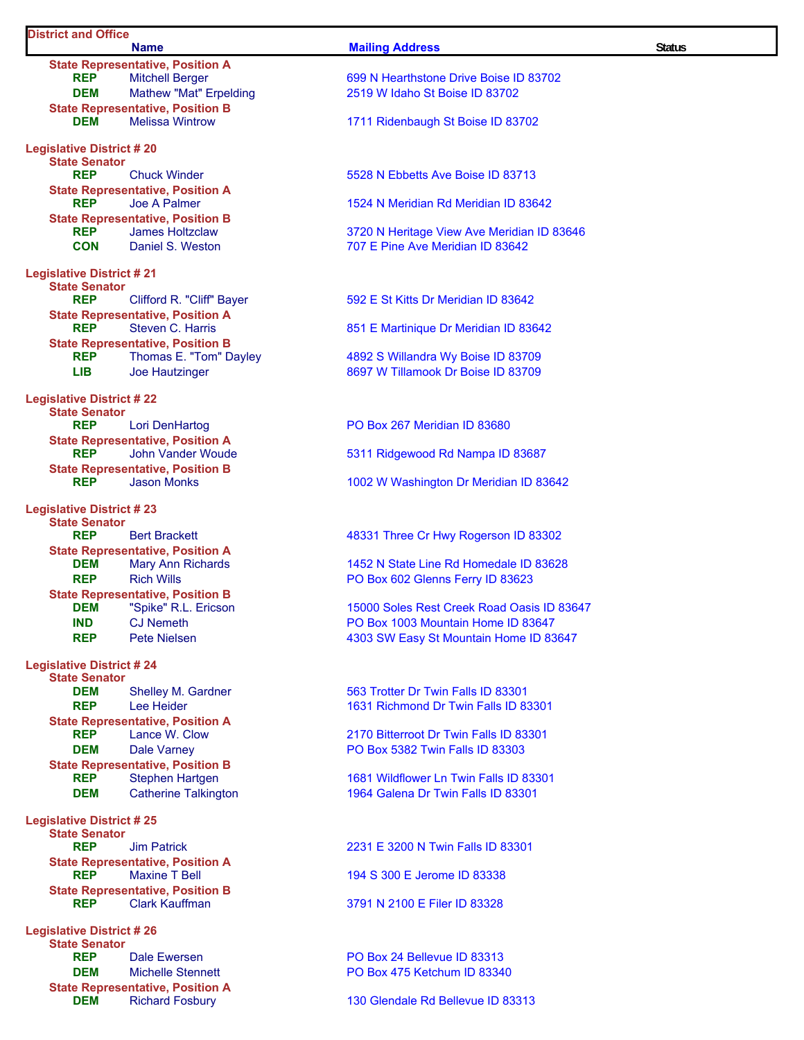| District and Office | | | |
|---|---|---|---|
| | **Name** | **Mailing Address** | **Status** |
| **State Representative, Position A** | | | |
| REP | Mitchell Berger | 699 N Hearthstone Drive Boise ID 83702 | |
| DEM | Mathew "Mat" Erpelding | 2519 W Idaho St Boise ID 83702 | |
| **State Representative, Position B** | | | |
| DEM | Melissa Wintrow | 1711 Ridenbaugh St Boise ID 83702 | |
| **Legislative District # 20** | | | |
| **State Senator** | | | |
| REP | Chuck Winder | 5528 N Ebbetts Ave Boise ID 83713 | |
| **State Representative, Position A** | | | |
| REP | Joe A Palmer | 1524 N Meridian Rd Meridian ID 83642 | |
| **State Representative, Position B** | | | |
| REP | James Holtzclaw | 3720 N Heritage View Ave Meridian ID 83646 | |
| CON | Daniel S. Weston | 707 E Pine Ave Meridian ID 83642 | |
| **Legislative District # 21** | | | |
| **State Senator** | | | |
| REP | Clifford R. "Cliff" Bayer | 592 E St Kitts Dr Meridian ID 83642 | |
| **State Representative, Position A** | | | |
| REP | Steven C. Harris | 851 E Martinique Dr Meridian ID 83642 | |
| **State Representative, Position B** | | | |
| REP | Thomas E. "Tom" Dayley | 4892 S Willandra Wy Boise ID 83709 | |
| LIB | Joe Hautzinger | 8697 W Tillamook Dr Boise ID 83709 | |
| **Legislative District # 22** | | | |
| **State Senator** | | | |
| REP | Lori DenHartog | PO Box 267 Meridian ID 83680 | |
| **State Representative, Position A** | | | |
| REP | John Vander Woude | 5311 Ridgewood Rd Nampa ID 83687 | |
| **State Representative, Position B** | | | |
| REP | Jason Monks | 1002 W Washington Dr Meridian ID 83642 | |
| **Legislative District # 23** | | | |
| **State Senator** | | | |
| REP | Bert Brackett | 48331 Three Cr Hwy Rogerson ID 83302 | |
| **State Representative, Position A** | | | |
| DEM | Mary Ann Richards | 1452 N State Line Rd Homedale ID 83628 | |
| REP | Rich Wills | PO Box 602 Glenns Ferry ID 83623 | |
| **State Representative, Position B** | | | |
| DEM | "Spike" R.L. Ericson | 15000 Soles Rest Creek Road Oasis ID 83647 | |
| IND | CJ Nemeth | PO Box 1003 Mountain Home ID 83647 | |
| REP | Pete Nielsen | 4303 SW Easy St Mountain Home ID 83647 | |
| **Legislative District # 24** | | | |
| **State Senator** | | | |
| DEM | Shelley M. Gardner | 563 Trotter Dr Twin Falls ID 83301 | |
| REP | Lee Heider | 1631 Richmond Dr Twin Falls ID 83301 | |
| **State Representative, Position A** | | | |
| REP | Lance W. Clow | 2170 Bitterroot Dr Twin Falls ID 83301 | |
| DEM | Dale Varney | PO Box 5382 Twin Falls ID 83303 | |
| **State Representative, Position B** | | | |
| REP | Stephen Hartgen | 1681 Wildflower Ln Twin Falls ID 83301 | |
| DEM | Catherine Talkington | 1964 Galena Dr Twin Falls ID 83301 | |
| **Legislative District # 25** | | | |
| **State Senator** | | | |
| REP | Jim Patrick | 2231 E 3200 N Twin Falls ID 83301 | |
| **State Representative, Position A** | | | |
| REP | Maxine T Bell | 194 S 300 E Jerome ID 83338 | |
| **State Representative, Position B** | | | |
| REP | Clark Kauffman | 3791 N 2100 E Filer ID 83328 | |
| **Legislative District # 26** | | | |
| **State Senator** | | | |
| REP | Dale Ewersen | PO Box 24 Bellevue ID 83313 | |
| DEM | Michelle Stennett | PO Box 475 Ketchum ID 83340 | |
| **State Representative, Position A** | | | |
| DEM | Richard Fosbury | 130 Glendale Rd Bellevue ID 83313 | |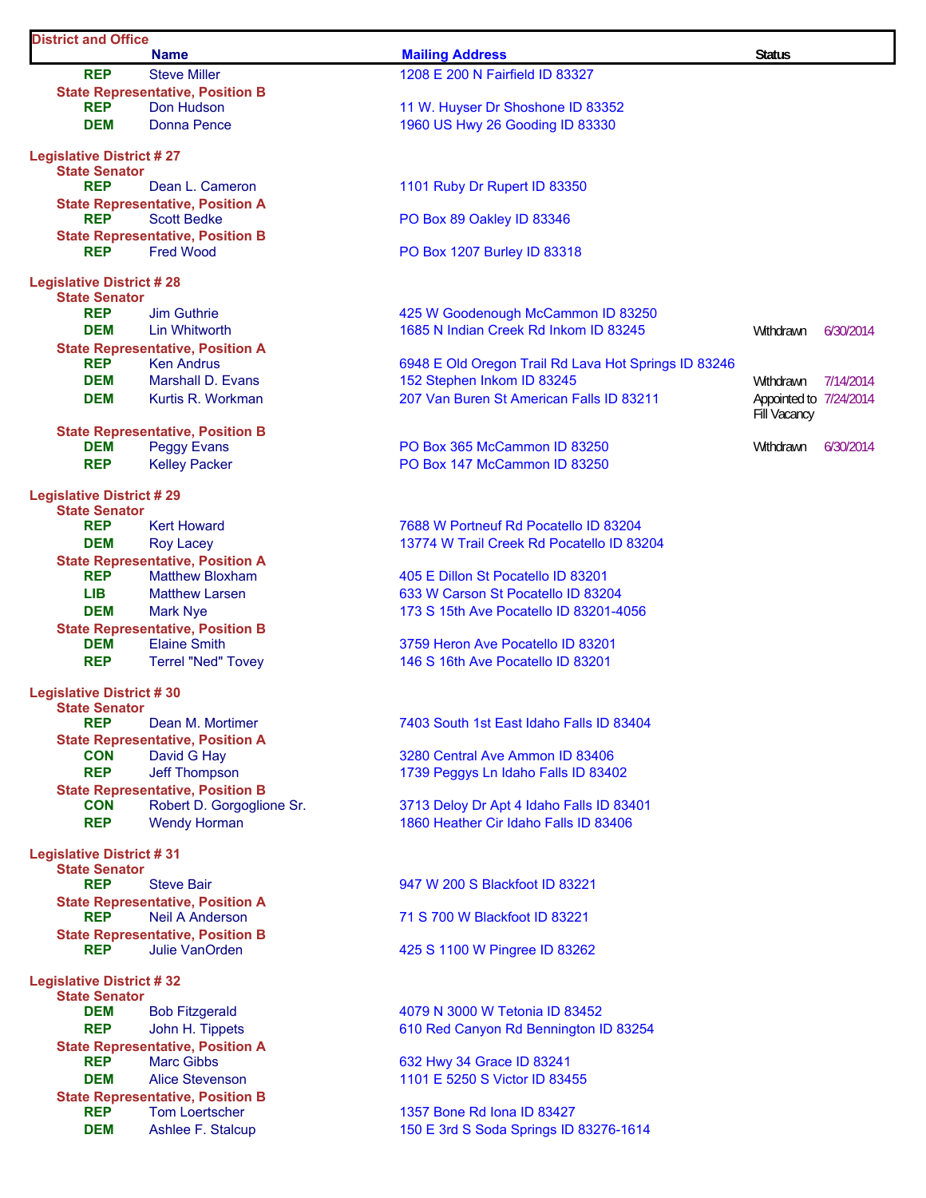| District and Office | Name | Mailing Address | Status | |
|---|---|---|---|---|
| REP | Steve Miller | 1208 E 200 N Fairfield ID 83327 | | |
| **State Representative, Position B** | | | | |
| REP | Don Hudson | 11 W. Huyser Dr Shoshone ID 83352 | | |
| DEM | Donna Pence | 1960 US Hwy 26 Gooding ID 83330 | | |
| **Legislative District # 27** | | | | |
| **State Senator** | | | | |
| REP | Dean L. Cameron | 1101 Ruby Dr Rupert ID 83350 | | |
| **State Representative, Position A** | | | | |
| REP | Scott Bedke | PO Box 89 Oakley ID 83346 | | |
| **State Representative, Position B** | | | | |
| REP | Fred Wood | PO Box 1207 Burley ID 83318 | | |
| **Legislative District # 28** | | | | |
| **State Senator** | | | | |
| REP | Jim Guthrie | 425 W Goodenough McCammon ID 83250 | | |
| DEM | Lin Whitworth | 1685 N Indian Creek Rd Inkom ID 83245 | Withdrawn | 6/30/2014 |
| **State Representative, Position A** | | | | |
| REP | Ken Andrus | 6948 E Old Oregon Trail Rd Lava Hot Springs ID 83246 | | |
| DEM | Marshall D. Evans | 152 Stephen Inkom ID 83245 | Withdrawn | 7/14/2014 |
| DEM | Kurtis R. Workman | 207 Van Buren St American Falls ID 83211 | Appointed to Fill Vacancy | 7/24/2014 |
| **State Representative, Position B** | | | | |
| DEM | Peggy Evans | PO Box 365 McCammon ID 83250 | Withdrawn | 6/30/2014 |
| REP | Kelley Packer | PO Box 147 McCammon ID 83250 | | |
| **Legislative District # 29** | | | | |
| **State Senator** | | | | |
| REP | Kert Howard | 7688 W Portneuf Rd Pocatello ID 83204 | | |
| DEM | Roy Lacey | 13774 W Trail Creek Rd Pocatello ID 83204 | | |
| **State Representative, Position A** | | | | |
| REP | Matthew Bloxham | 405 E Dillon St Pocatello ID 83201 | | |
| LIB | Matthew Larsen | 633 W Carson St Pocatello ID 83204 | | |
| DEM | Mark Nye | 173 S 15th Ave Pocatello ID 83201-4056 | | |
| **State Representative, Position B** | | | | |
| DEM | Elaine Smith | 3759 Heron Ave Pocatello ID 83201 | | |
| REP | Terrel "Ned" Tovey | 146 S 16th Ave Pocatello ID 83201 | | |
| **Legislative District # 30** | | | | |
| **State Senator** | | | | |
| REP | Dean M. Mortimer | 7403 South 1st East Idaho Falls ID 83404 | | |
| **State Representative, Position A** | | | | |
| CON | David G Hay | 3280 Central Ave Ammon ID 83406 | | |
| REP | Jeff Thompson | 1739 Peggys Ln Idaho Falls ID 83402 | | |
| **State Representative, Position B** | | | | |
| CON | Robert D. Gorgoglione Sr. | 3713 Deloy Dr Apt 4 Idaho Falls ID 83401 | | |
| REP | Wendy Horman | 1860 Heather Cir Idaho Falls ID 83406 | | |
| **Legislative District # 31** | | | | |
| **State Senator** | | | | |
| REP | Steve Bair | 947 W 200 S Blackfoot ID 83221 | | |
| **State Representative, Position A** | | | | |
| REP | Neil A Anderson | 71 S 700 W Blackfoot ID 83221 | | |
| **State Representative, Position B** | | | | |
| REP | Julie VanOrden | 425 S 1100 W Pingree ID 83262 | | |
| **Legislative District # 32** | | | | |
| **State Senator** | | | | |
| DEM | Bob Fitzgerald | 4079 N 3000 W Tetonia ID 83452 | | |
| REP | John H. Tippets | 610 Red Canyon Rd Bennington ID 83254 | | |
| **State Representative, Position A** | | | | |
| REP | Marc Gibbs | 632 Hwy 34 Grace ID 83241 | | |
| DEM | Alice Stevenson | 1101 E 5250 S Victor ID 83455 | | |
| **State Representative, Position B** | | | | |
| REP | Tom Loertscher | 1357 Bone Rd Iona ID 83427 | | |
| DEM | Ashlee F. Stalcup | 150 E 3rd S Soda Springs ID 83276-1614 | | |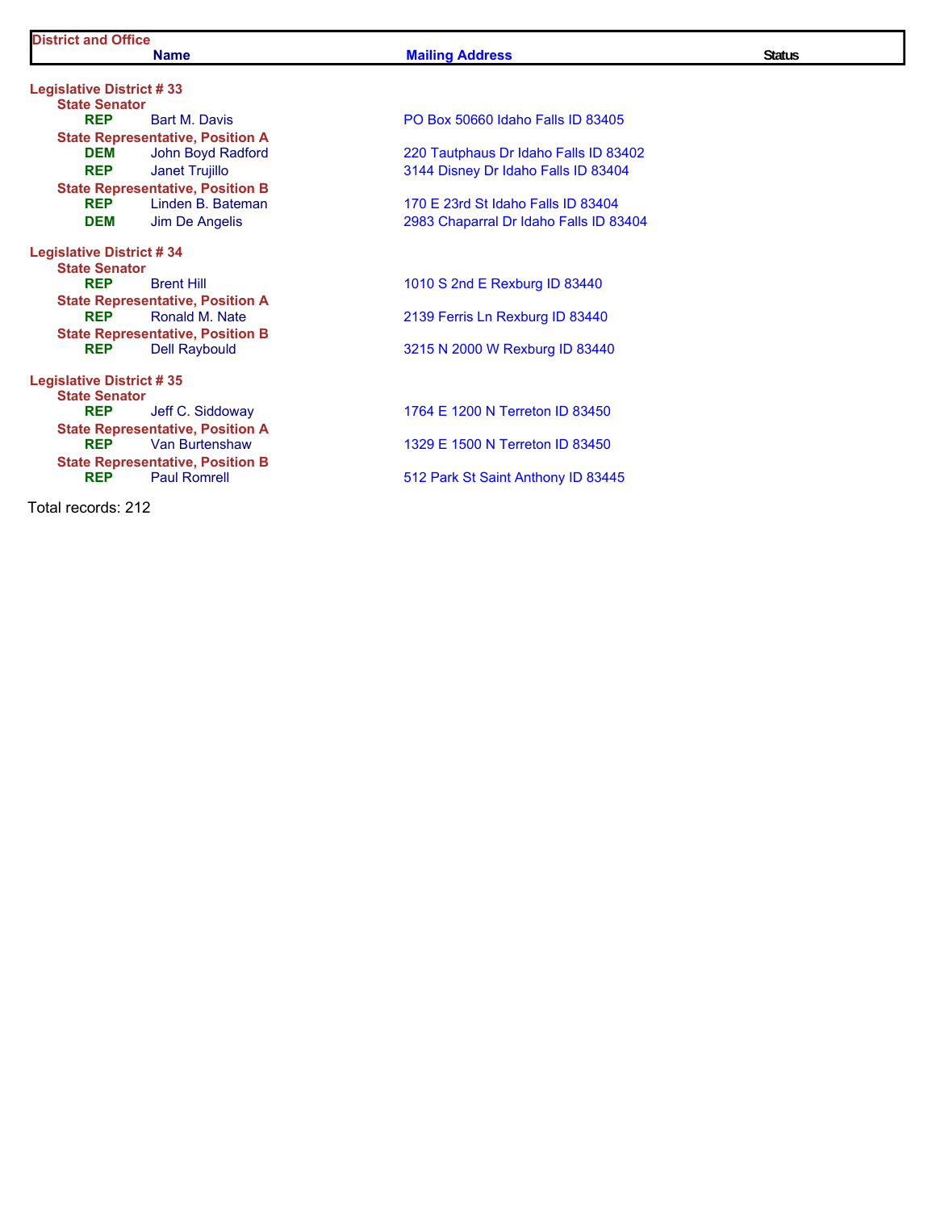| District and Office | Name | Mailing Address | Status |
|---|---|---|---|
| **Legislative District # 33** | | | |
| **State Senator** | | | |
| **REP** | Bart M. Davis | PO Box 50660 Idaho Falls ID 83405 | |
| **State Representative, Position A** | | | |
| **DEM** | John Boyd Radford | 220 Tautphaus Dr Idaho Falls ID 83402 | |
| **REP** | Janet Trujillo | 3144 Disney Dr Idaho Falls ID 83404 | |
| **State Representative, Position B** | | | |
| **REP** | Linden B. Bateman | 170 E 23rd St Idaho Falls ID 83404 | |
| **DEM** | Jim De Angelis | 2983 Chaparral Dr Idaho Falls ID 83404 | |
| **Legislative District # 34** | | | |
| **State Senator** | | | |
| **REP** | Brent Hill | 1010 S 2nd E Rexburg ID 83440 | |
| **State Representative, Position A** | | | |
| **REP** | Ronald M. Nate | 2139 Ferris Ln Rexburg ID 83440 | |
| **State Representative, Position B** | | | |
| **REP** | Dell Raybould | 3215 N 2000 W Rexburg ID 83440 | |
| **Legislative District # 35** | | | |
| **State Senator** | | | |
| **REP** | Jeff C. Siddoway | 1764 E 1200 N Terreton ID 83450 | |
| **State Representative, Position A** | | | |
| **REP** | Van Burtenshaw | 1329 E 1500 N Terreton ID 83450 | |
| **State Representative, Position B** | | | |
| **REP** | Paul Romrell | 512 Park St Saint Anthony ID 83445 | |

Total records: 212